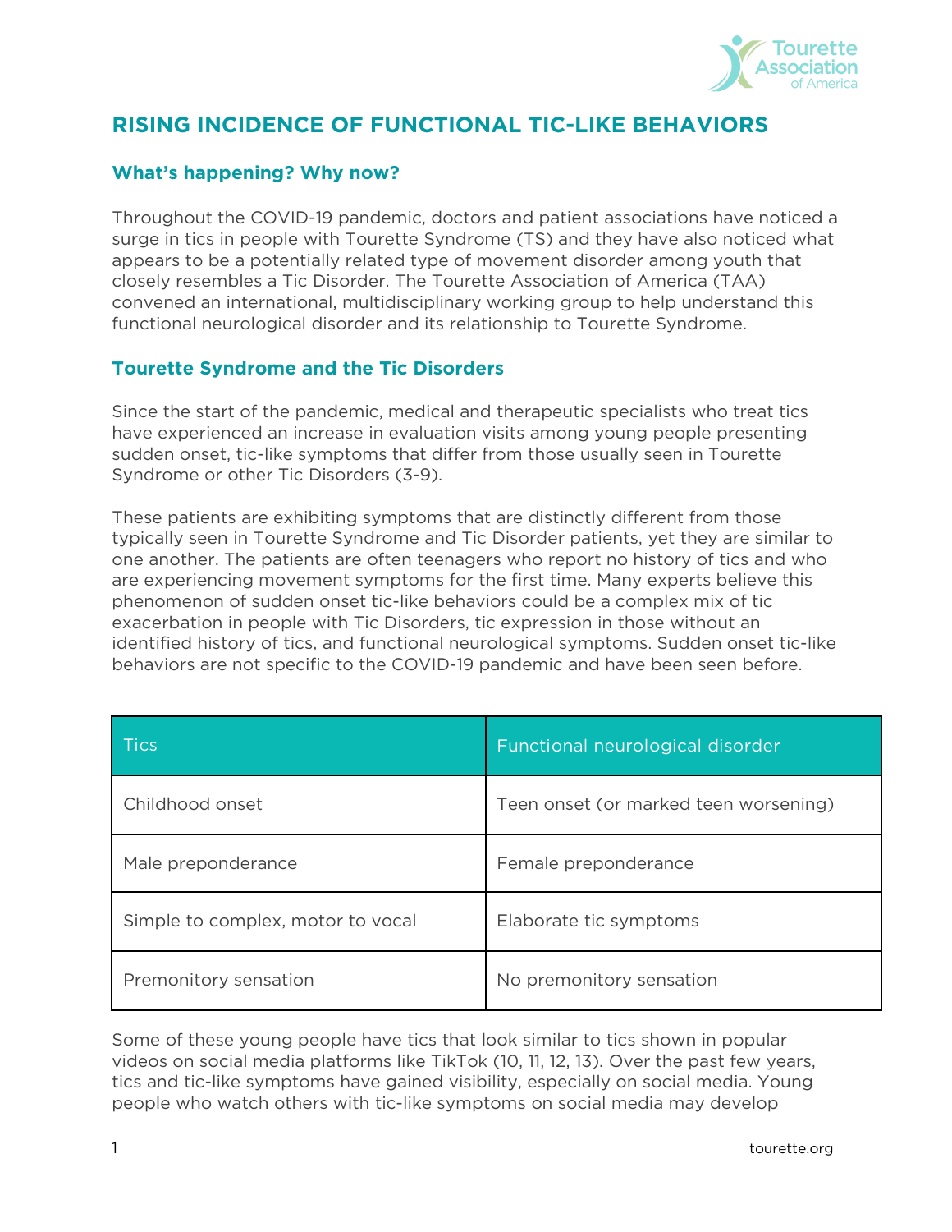# RISING INCIDENCE OF FUNCTIONAL TIC-LIKE BEHAVIORS

## What's happening? Why now?

Throughout the COVID-19 pandemic, doctors and patient associations have noticed a surge in tics in people with Tourette Syndrome (TS) and they have also noticed what appears to be a potentially related type of movement disorder among youth that closely resembles a Tic Disorder. The Tourette Association of America (TAA) convened an international, multidisciplinary working group to help understand this functional neurological disorder and its relationship to Tourette Syndrome.

## Tourette Syndrome and the Tic Disorders

Since the start of the pandemic, medical and therapeutic specialists who treat tics have experienced an increase in evaluation visits among young people presenting sudden onset, tic-like symptoms that differ from those usually seen in Tourette Syndrome or other Tic Disorders (3-9).

These patients are exhibiting symptoms that are distinctly different from those typically seen in Tourette Syndrome and Tic Disorder patients, yet they are similar to one another. The patients are often teenagers who report no history of tics and who are experiencing movement symptoms for the first time. Many experts believe this phenomenon of sudden onset tic-like behaviors could be a complex mix of tic exacerbation in people with Tic Disorders, tic expression in those without an identified history of tics, and functional neurological symptoms. Sudden onset tic-like behaviors are not specific to the COVID-19 pandemic and have been seen before.

| Tics | Functional neurological disorder |
| --- | --- |
| Childhood onset | Teen onset (or marked teen worsening) |
| Male preponderance | Female preponderance |
| Simple to complex, motor to vocal | Elaborate tic symptoms |
| Premonitory sensation | No premonitory sensation |

Some of these young people have tics that look similar to tics shown in popular videos on social media platforms like TikTok (10, 11, 12, 13). Over the past few years, tics and tic-like symptoms have gained visibility, especially on social media. Young people who watch others with tic-like symptoms on social media may develop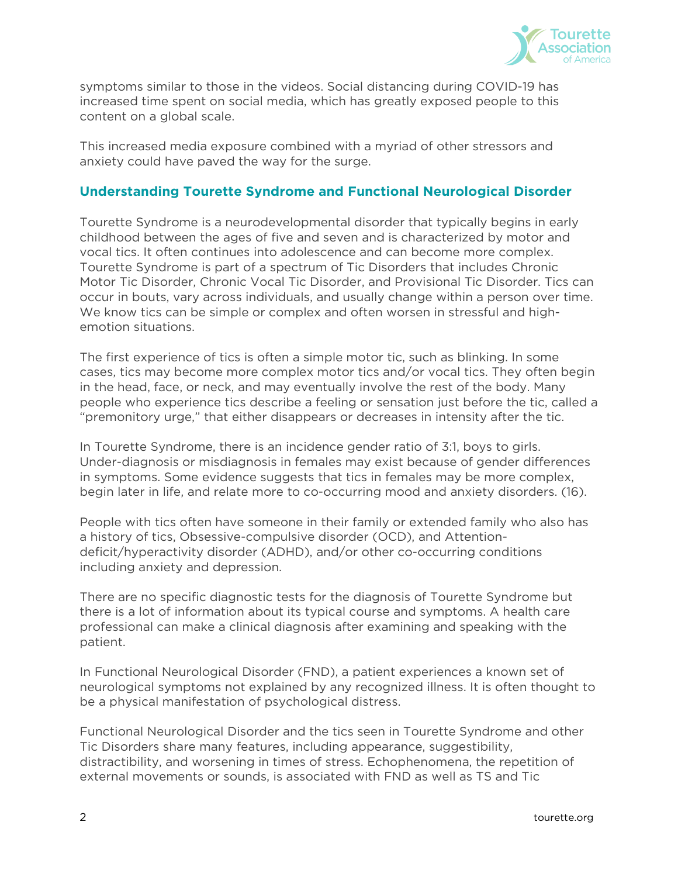symptoms similar to those in the videos. Social distancing during COVID-19 has increased time spent on social media, which has greatly exposed people to this content on a global scale.

This increased media exposure combined with a myriad of other stressors and anxiety could have paved the way for the surge.

## Understanding Tourette Syndrome and Functional Neurological Disorder

Tourette Syndrome is a neurodevelopmental disorder that typically begins in early childhood between the ages of five and seven and is characterized by motor and vocal tics. It often continues into adolescence and can become more complex. Tourette Syndrome is part of a spectrum of Tic Disorders that includes Chronic Motor Tic Disorder, Chronic Vocal Tic Disorder, and Provisional Tic Disorder. Tics can occur in bouts, vary across individuals, and usually change within a person over time. We know tics can be simple or complex and often worsen in stressful and high-emotion situations.

The first experience of tics is often a simple motor tic, such as blinking. In some cases, tics may become more complex motor tics and/or vocal tics. They often begin in the head, face, or neck, and may eventually involve the rest of the body. Many people who experience tics describe a feeling or sensation just before the tic, called a "premonitory urge," that either disappears or decreases in intensity after the tic.

In Tourette Syndrome, there is an incidence gender ratio of 3:1, boys to girls. Under-diagnosis or misdiagnosis in females may exist because of gender differences in symptoms. Some evidence suggests that tics in females may be more complex, begin later in life, and relate more to co-occurring mood and anxiety disorders. (16).

People with tics often have someone in their family or extended family who also has a history of tics, Obsessive-compulsive disorder (OCD), and Attention-deficit/hyperactivity disorder (ADHD), and/or other co-occurring conditions including anxiety and depression.

There are no specific diagnostic tests for the diagnosis of Tourette Syndrome but there is a lot of information about its typical course and symptoms. A health care professional can make a clinical diagnosis after examining and speaking with the patient.

In Functional Neurological Disorder (FND), a patient experiences a known set of neurological symptoms not explained by any recognized illness. It is often thought to be a physical manifestation of psychological distress.

Functional Neurological Disorder and the tics seen in Tourette Syndrome and other Tic Disorders share many features, including appearance, suggestibility, distractibility, and worsening in times of stress. Echophenomena, the repetition of external movements or sounds, is associated with FND as well as TS and Tic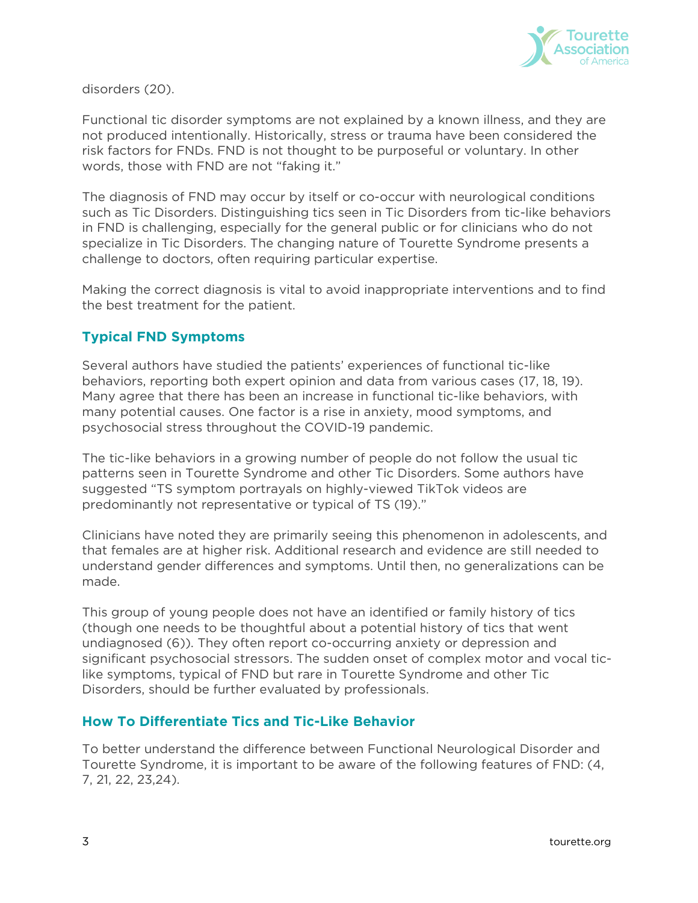disorders (20).

Functional tic disorder symptoms are not explained by a known illness, and they are not produced intentionally. Historically, stress or trauma have been considered the risk factors for FNDs. FND is not thought to be purposeful or voluntary. In other words, those with FND are not "faking it."

The diagnosis of FND may occur by itself or co-occur with neurological conditions such as Tic Disorders. Distinguishing tics seen in Tic Disorders from tic-like behaviors in FND is challenging, especially for the general public or for clinicians who do not specialize in Tic Disorders. The changing nature of Tourette Syndrome presents a challenge to doctors, often requiring particular expertise.

Making the correct diagnosis is vital to avoid inappropriate interventions and to find the best treatment for the patient.

## Typical FND Symptoms

Several authors have studied the patients' experiences of functional tic-like behaviors, reporting both expert opinion and data from various cases (17, 18, 19). Many agree that there has been an increase in functional tic-like behaviors, with many potential causes. One factor is a rise in anxiety, mood symptoms, and psychosocial stress throughout the COVID-19 pandemic.

The tic-like behaviors in a growing number of people do not follow the usual tic patterns seen in Tourette Syndrome and other Tic Disorders. Some authors have suggested "TS symptom portrayals on highly-viewed TikTok videos are predominantly not representative or typical of TS (19)."

Clinicians have noted they are primarily seeing this phenomenon in adolescents, and that females are at higher risk. Additional research and evidence are still needed to understand gender differences and symptoms. Until then, no generalizations can be made.

This group of young people does not have an identified or family history of tics (though one needs to be thoughtful about a potential history of tics that went undiagnosed (6)). They often report co-occurring anxiety or depression and significant psychosocial stressors. The sudden onset of complex motor and vocal tic-like symptoms, typical of FND but rare in Tourette Syndrome and other Tic Disorders, should be further evaluated by professionals.

## How To Differentiate Tics and Tic-Like Behavior

To better understand the difference between Functional Neurological Disorder and Tourette Syndrome, it is important to be aware of the following features of FND: (4, 7, 21, 22, 23,24).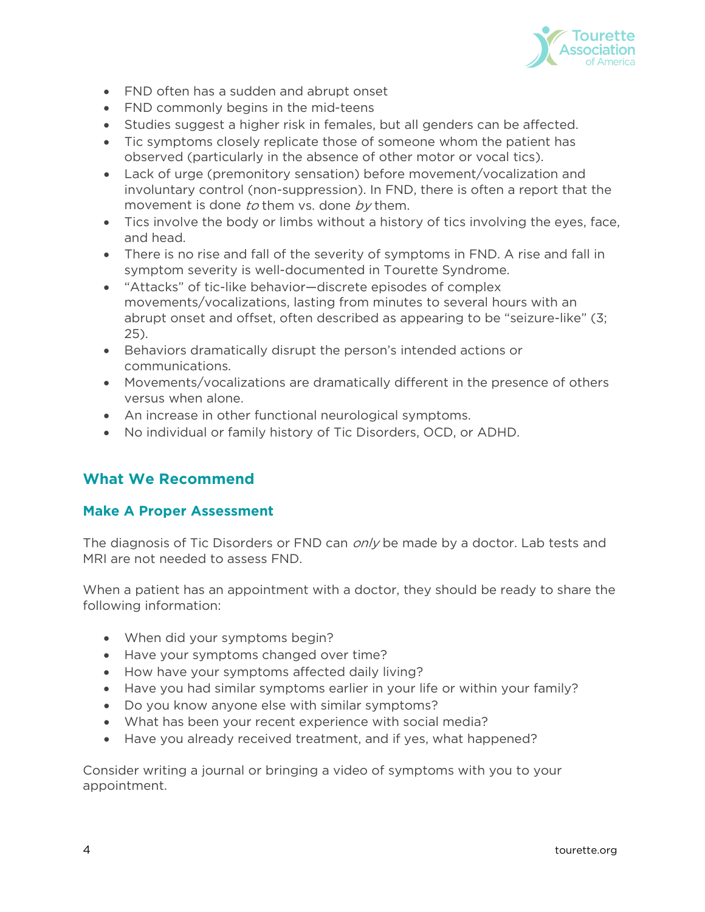- FND often has a sudden and abrupt onset
- FND commonly begins in the mid-teens
- Studies suggest a higher risk in females, but all genders can be affected.
- Tic symptoms closely replicate those of someone whom the patient has observed (particularly in the absence of other motor or vocal tics).
- Lack of urge (premonitory sensation) before movement/vocalization and involuntary control (non-suppression). In FND, there is often a report that the movement is done *to* them vs. done *by* them.
- Tics involve the body or limbs without a history of tics involving the eyes, face, and head.
- There is no rise and fall of the severity of symptoms in FND. A rise and fall in symptom severity is well-documented in Tourette Syndrome.
- "Attacks" of tic-like behavior—discrete episodes of complex movements/vocalizations, lasting from minutes to several hours with an abrupt onset and offset, often described as appearing to be "seizure-like" (3; 25).
- Behaviors dramatically disrupt the person's intended actions or communications.
- Movements/vocalizations are dramatically different in the presence of others versus when alone.
- An increase in other functional neurological symptoms.
- No individual or family history of Tic Disorders, OCD, or ADHD.

## What We Recommend

### Make A Proper Assessment

The diagnosis of Tic Disorders or FND can *only* be made by a doctor. Lab tests and MRI are not needed to assess FND.

When a patient has an appointment with a doctor, they should be ready to share the following information:

- When did your symptoms begin?
- Have your symptoms changed over time?
- How have your symptoms affected daily living?
- Have you had similar symptoms earlier in your life or within your family?
- Do you know anyone else with similar symptoms?
- What has been your recent experience with social media?
- Have you already received treatment, and if yes, what happened?

Consider writing a journal or bringing a video of symptoms with you to your appointment.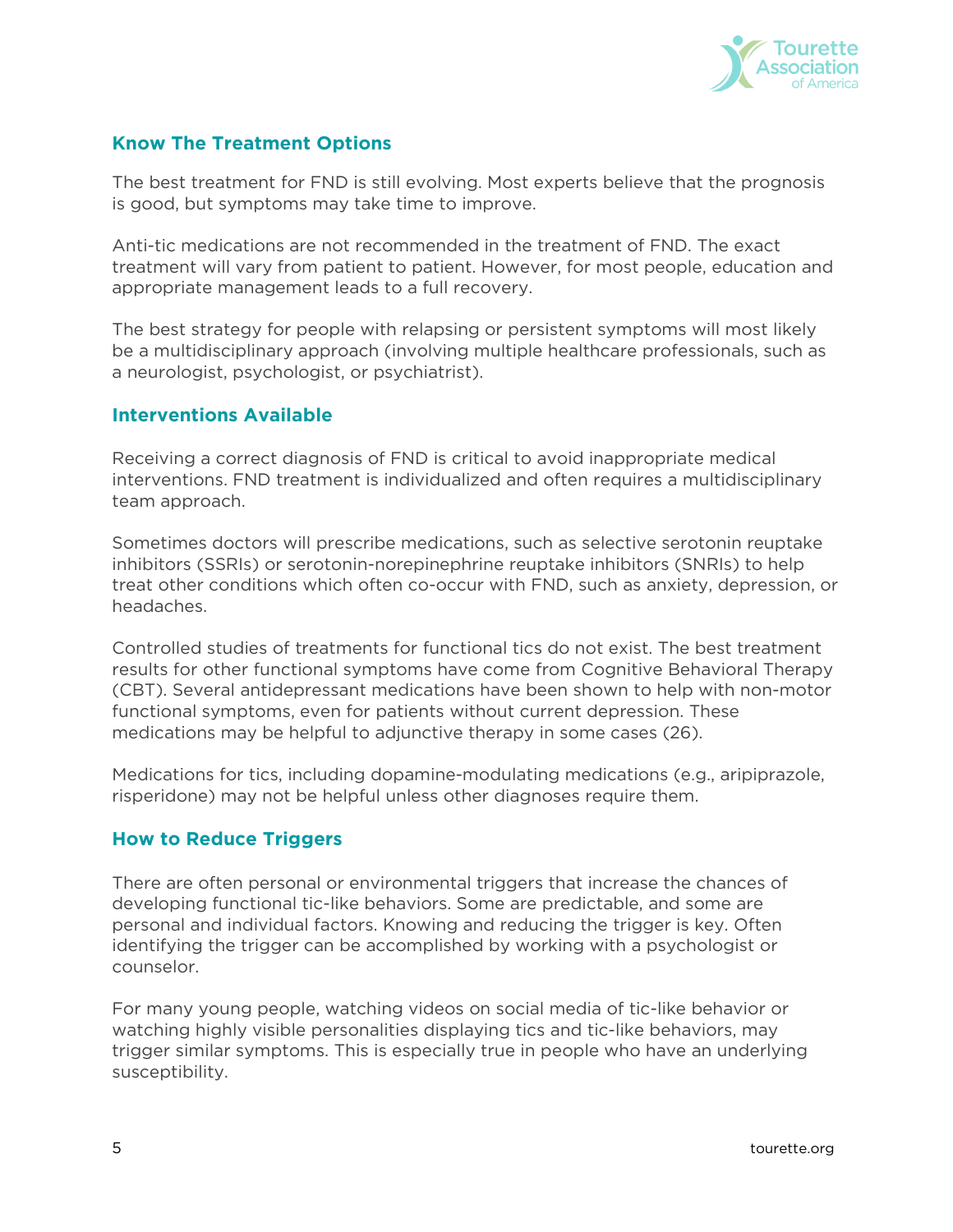## Know The Treatment Options

The best treatment for FND is still evolving. Most experts believe that the prognosis is good, but symptoms may take time to improve.

Anti-tic medications are not recommended in the treatment of FND. The exact treatment will vary from patient to patient. However, for most people, education and appropriate management leads to a full recovery.

The best strategy for people with relapsing or persistent symptoms will most likely be a multidisciplinary approach (involving multiple healthcare professionals, such as a neurologist, psychologist, or psychiatrist).

## Interventions Available

Receiving a correct diagnosis of FND is critical to avoid inappropriate medical interventions. FND treatment is individualized and often requires a multidisciplinary team approach.

Sometimes doctors will prescribe medications, such as selective serotonin reuptake inhibitors (SSRIs) or serotonin-norepinephrine reuptake inhibitors (SNRIs) to help treat other conditions which often co-occur with FND, such as anxiety, depression, or headaches.

Controlled studies of treatments for functional tics do not exist. The best treatment results for other functional symptoms have come from Cognitive Behavioral Therapy (CBT). Several antidepressant medications have been shown to help with non-motor functional symptoms, even for patients without current depression. These medications may be helpful to adjunctive therapy in some cases (26).

Medications for tics, including dopamine-modulating medications (e.g., aripiprazole, risperidone) may not be helpful unless other diagnoses require them.

## How to Reduce Triggers

There are often personal or environmental triggers that increase the chances of developing functional tic-like behaviors. Some are predictable, and some are personal and individual factors. Knowing and reducing the trigger is key. Often identifying the trigger can be accomplished by working with a psychologist or counselor.

For many young people, watching videos on social media of tic-like behavior or watching highly visible personalities displaying tics and tic-like behaviors, may trigger similar symptoms. This is especially true in people who have an underlying susceptibility.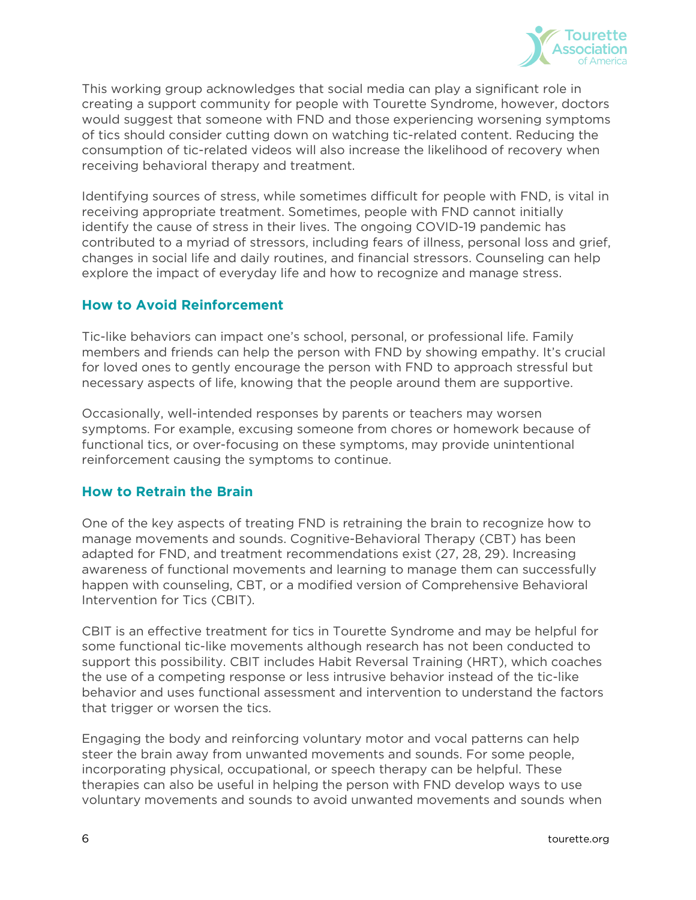This working group acknowledges that social media can play a significant role in creating a support community for people with Tourette Syndrome, however, doctors would suggest that someone with FND and those experiencing worsening symptoms of tics should consider cutting down on watching tic-related content. Reducing the consumption of tic-related videos will also increase the likelihood of recovery when receiving behavioral therapy and treatment.

Identifying sources of stress, while sometimes difficult for people with FND, is vital in receiving appropriate treatment. Sometimes, people with FND cannot initially identify the cause of stress in their lives. The ongoing COVID-19 pandemic has contributed to a myriad of stressors, including fears of illness, personal loss and grief, changes in social life and daily routines, and financial stressors. Counseling can help explore the impact of everyday life and how to recognize and manage stress.

## How to Avoid Reinforcement

Tic-like behaviors can impact one's school, personal, or professional life. Family members and friends can help the person with FND by showing empathy. It's crucial for loved ones to gently encourage the person with FND to approach stressful but necessary aspects of life, knowing that the people around them are supportive.

Occasionally, well-intended responses by parents or teachers may worsen symptoms. For example, excusing someone from chores or homework because of functional tics, or over-focusing on these symptoms, may provide unintentional reinforcement causing the symptoms to continue.

## How to Retrain the Brain

One of the key aspects of treating FND is retraining the brain to recognize how to manage movements and sounds. Cognitive-Behavioral Therapy (CBT) has been adapted for FND, and treatment recommendations exist (27, 28, 29). Increasing awareness of functional movements and learning to manage them can successfully happen with counseling, CBT, or a modified version of Comprehensive Behavioral Intervention for Tics (CBIT).

CBIT is an effective treatment for tics in Tourette Syndrome and may be helpful for some functional tic-like movements although research has not been conducted to support this possibility. CBIT includes Habit Reversal Training (HRT), which coaches the use of a competing response or less intrusive behavior instead of the tic-like behavior and uses functional assessment and intervention to understand the factors that trigger or worsen the tics.

Engaging the body and reinforcing voluntary motor and vocal patterns can help steer the brain away from unwanted movements and sounds. For some people, incorporating physical, occupational, or speech therapy can be helpful. These therapies can also be useful in helping the person with FND develop ways to use voluntary movements and sounds to avoid unwanted movements and sounds when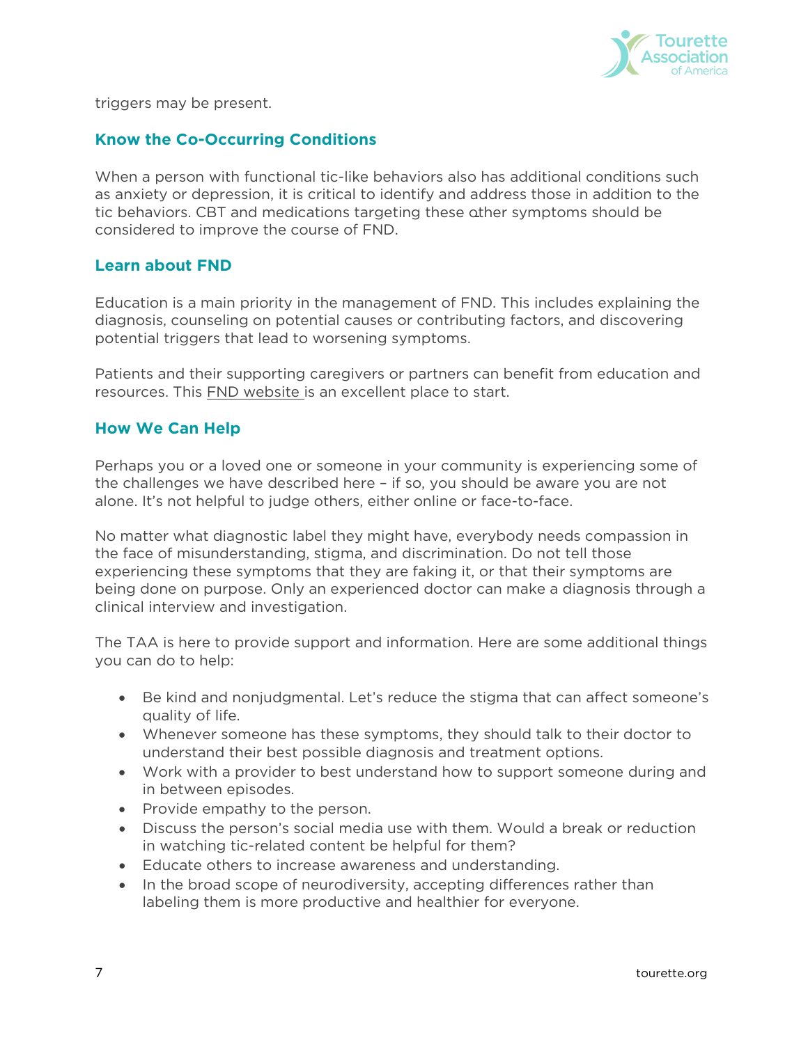triggers may be present.

## Know the Co-Occurring Conditions

When a person with functional tic-like behaviors also has additional conditions such as anxiety or depression, it is critical to identify and address those in addition to the tic behaviors. CBT and medications targeting these other symptoms should be considered to improve the course of FND.

## Learn about FND

Education is a main priority in the management of FND. This includes explaining the diagnosis, counseling on potential causes or contributing factors, and discovering potential triggers that lead to worsening symptoms.

Patients and their supporting caregivers or partners can benefit from education and resources. This FND website is an excellent place to start.

## How We Can Help

Perhaps you or a loved one or someone in your community is experiencing some of the challenges we have described here – if so, you should be aware you are not alone. It's not helpful to judge others, either online or face-to-face.

No matter what diagnostic label they might have, everybody needs compassion in the face of misunderstanding, stigma, and discrimination. Do not tell those experiencing these symptoms that they are faking it, or that their symptoms are being done on purpose. Only an experienced doctor can make a diagnosis through a clinical interview and investigation.

The TAA is here to provide support and information. Here are some additional things you can do to help:

- Be kind and nonjudgmental. Let's reduce the stigma that can affect someone's quality of life.
- Whenever someone has these symptoms, they should talk to their doctor to understand their best possible diagnosis and treatment options.
- Work with a provider to best understand how to support someone during and in between episodes.
- Provide empathy to the person.
- Discuss the person's social media use with them. Would a break or reduction in watching tic-related content be helpful for them?
- Educate others to increase awareness and understanding.
- In the broad scope of neurodiversity, accepting differences rather than labeling them is more productive and healthier for everyone.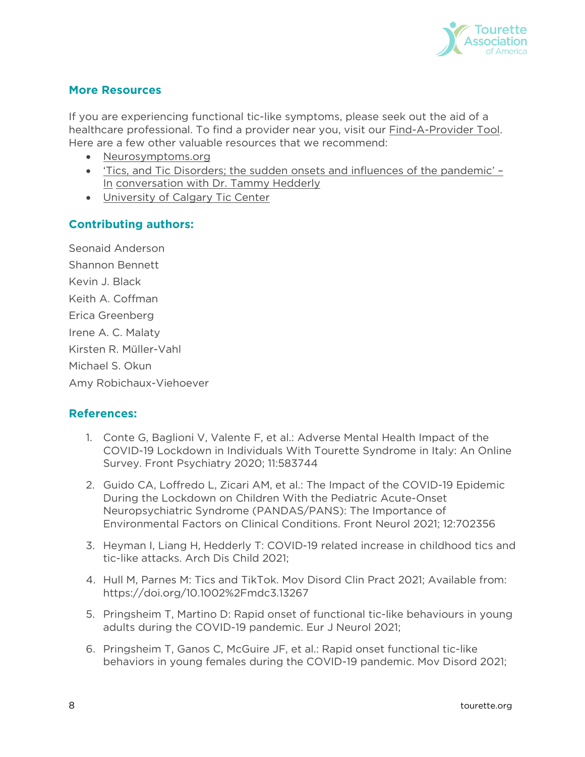## More Resources

If you are experiencing functional tic-like symptoms, please seek out the aid of a healthcare professional. To find a provider near you, visit our Find-A-Provider Tool. Here are a few other valuable resources that we recommend:

- Neurosymptoms.org
- 'Tics, and Tic Disorders; the sudden onsets and influences of the pandemic' – In conversation with Dr. Tammy Hedderly
- University of Calgary Tic Center

## Contributing authors:

Seonaid Anderson

Shannon Bennett

Kevin J. Black

Keith A. Coffman

Erica Greenberg

Irene A. C. Malaty

Kirsten R. Müller-Vahl

Michael S. Okun

Amy Robichaux-Viehoever

## References:

1. Conte G, Baglioni V, Valente F, et al.: Adverse Mental Health Impact of the COVID-19 Lockdown in Individuals With Tourette Syndrome in Italy: An Online Survey. Front Psychiatry 2020; 11:583744
2. Guido CA, Loffredo L, Zicari AM, et al.: The Impact of the COVID-19 Epidemic During the Lockdown on Children With the Pediatric Acute-Onset Neuropsychiatric Syndrome (PANDAS/PANS): The Importance of Environmental Factors on Clinical Conditions. Front Neurol 2021; 12:702356
3. Heyman I, Liang H, Hedderly T: COVID-19 related increase in childhood tics and tic-like attacks. Arch Dis Child 2021;
4. Hull M, Parnes M: Tics and TikTok. Mov Disord Clin Pract 2021; Available from: https://doi.org/10.1002%2Fmdc3.13267
5. Pringsheim T, Martino D: Rapid onset of functional tic-like behaviours in young adults during the COVID-19 pandemic. Eur J Neurol 2021;
6. Pringsheim T, Ganos C, McGuire JF, et al.: Rapid onset functional tic-like behaviors in young females during the COVID-19 pandemic. Mov Disord 2021;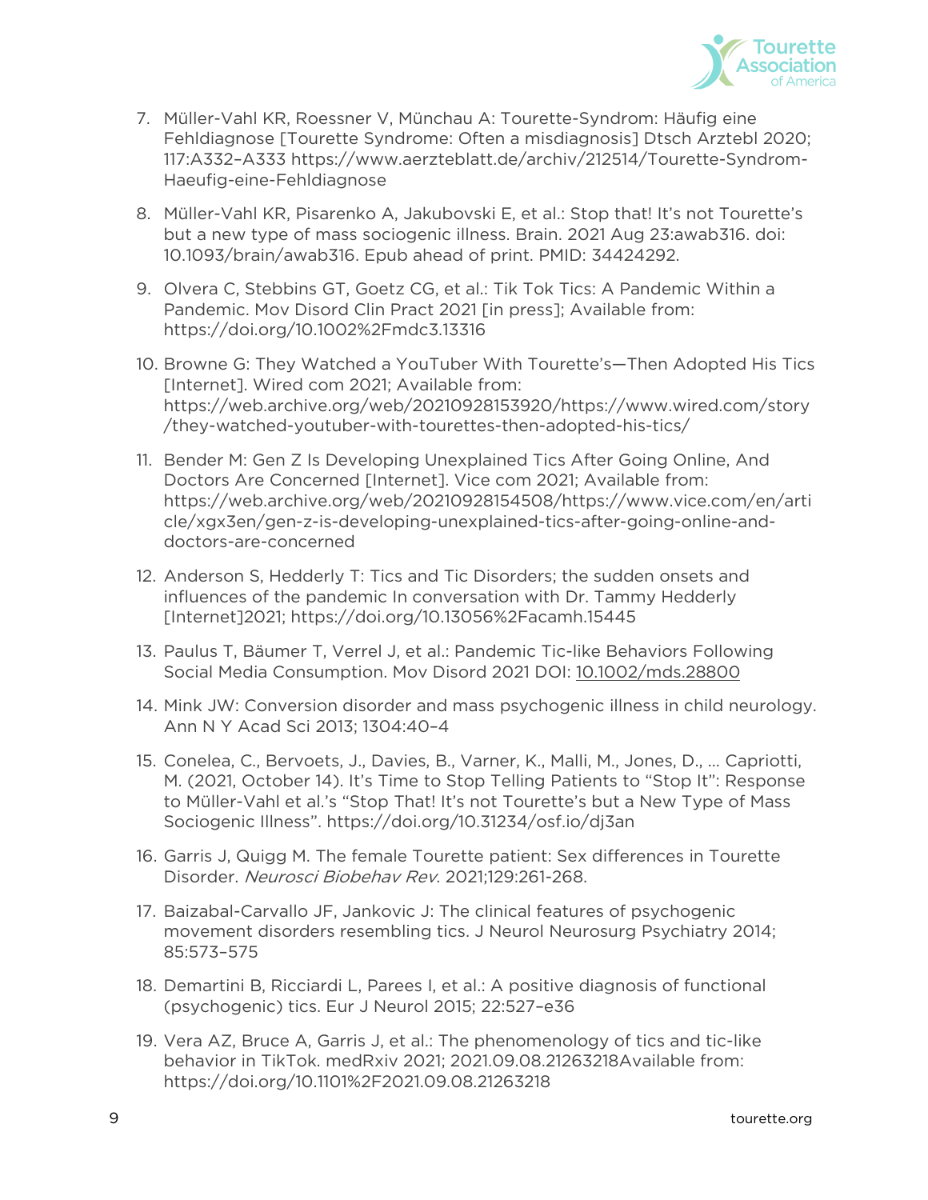7. Müller-Vahl KR, Roessner V, Münchau A: Tourette-Syndrom: Häufig eine Fehldiagnose [Tourette Syndrome: Often a misdiagnosis] Dtsch Arztebl 2020; 117:A332–A333 https://www.aerzteblatt.de/archiv/212514/Tourette-Syndrom-Haeufig-eine-Fehldiagnose

8. Müller-Vahl KR, Pisarenko A, Jakubovski E, et al.: Stop that! It's not Tourette's but a new type of mass sociogenic illness. Brain. 2021 Aug 23:awab316. doi: 10.1093/brain/awab316. Epub ahead of print. PMID: 34424292.

9. Olvera C, Stebbins GT, Goetz CG, et al.: Tik Tok Tics: A Pandemic Within a Pandemic. Mov Disord Clin Pract 2021 [in press]; Available from: https://doi.org/10.1002%2Fmdc3.13316

10. Browne G: They Watched a YouTuber With Tourette's—Then Adopted His Tics [Internet]. Wired com 2021; Available from: https://web.archive.org/web/20210928153920/https://www.wired.com/story/they-watched-youtuber-with-tourettes-then-adopted-his-tics/

11. Bender M: Gen Z Is Developing Unexplained Tics After Going Online, And Doctors Are Concerned [Internet]. Vice com 2021; Available from: https://web.archive.org/web/20210928154508/https://www.vice.com/en/article/xgx3en/gen-z-is-developing-unexplained-tics-after-going-online-and-doctors-are-concerned

12. Anderson S, Hedderly T: Tics and Tic Disorders; the sudden onsets and influences of the pandemic In conversation with Dr. Tammy Hedderly [Internet]2021; https://doi.org/10.13056%2Facamh.15445

13. Paulus T, Bäumer T, Verrel J, et al.: Pandemic Tic-like Behaviors Following Social Media Consumption. Mov Disord 2021 DOI: 10.1002/mds.28800

14. Mink JW: Conversion disorder and mass psychogenic illness in child neurology. Ann N Y Acad Sci 2013; 1304:40–4

15. Conelea, C., Bervoets, J., Davies, B., Varner, K., Malli, M., Jones, D., … Capriotti, M. (2021, October 14). It's Time to Stop Telling Patients to "Stop It": Response to Müller-Vahl et al.'s "Stop That! It's not Tourette's but a New Type of Mass Sociogenic Illness". https://doi.org/10.31234/osf.io/dj3an

16. Garris J, Quigg M. The female Tourette patient: Sex differences in Tourette Disorder. *Neurosci Biobehav Rev*. 2021;129:261-268.

17. Baizabal-Carvallo JF, Jankovic J: The clinical features of psychogenic movement disorders resembling tics. J Neurol Neurosurg Psychiatry 2014; 85:573–575

18. Demartini B, Ricciardi L, Parees I, et al.: A positive diagnosis of functional (psychogenic) tics. Eur J Neurol 2015; 22:527–e36

19. Vera AZ, Bruce A, Garris J, et al.: The phenomenology of tics and tic-like behavior in TikTok. medRxiv 2021; 2021.09.08.21263218Available from: https://doi.org/10.1101%2F2021.09.08.21263218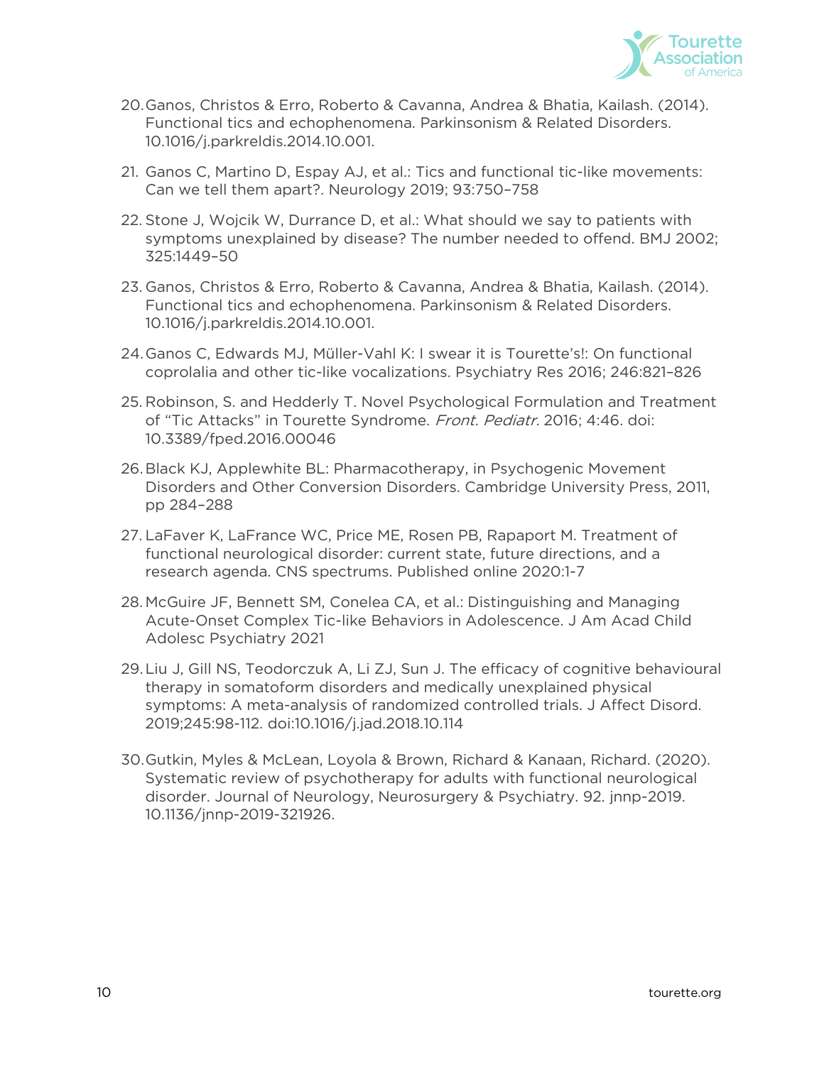20. Ganos, Christos & Erro, Roberto & Cavanna, Andrea & Bhatia, Kailash. (2014). Functional tics and echophenomena. Parkinsonism & Related Disorders. 10.1016/j.parkreldis.2014.10.001.

21. Ganos C, Martino D, Espay AJ, et al.: Tics and functional tic-like movements: Can we tell them apart?. Neurology 2019; 93:750–758

22. Stone J, Wojcik W, Durrance D, et al.: What should we say to patients with symptoms unexplained by disease? The number needed to offend. BMJ 2002; 325:1449–50

23. Ganos, Christos & Erro, Roberto & Cavanna, Andrea & Bhatia, Kailash. (2014). Functional tics and echophenomena. Parkinsonism & Related Disorders. 10.1016/j.parkreldis.2014.10.001.

24. Ganos C, Edwards MJ, Müller-Vahl K: I swear it is Tourette's!: On functional coprolalia and other tic-like vocalizations. Psychiatry Res 2016; 246:821–826

25. Robinson, S. and Hedderly T. Novel Psychological Formulation and Treatment of "Tic Attacks" in Tourette Syndrome. *Front. Pediatr.* 2016; 4:46. doi: 10.3389/fped.2016.00046

26. Black KJ, Applewhite BL: Pharmacotherapy, in Psychogenic Movement Disorders and Other Conversion Disorders. Cambridge University Press, 2011, pp 284–288

27. LaFaver K, LaFrance WC, Price ME, Rosen PB, Rapaport M. Treatment of functional neurological disorder: current state, future directions, and a research agenda. CNS spectrums. Published online 2020:1-7

28. McGuire JF, Bennett SM, Conelea CA, et al.: Distinguishing and Managing Acute-Onset Complex Tic-like Behaviors in Adolescence. J Am Acad Child Adolesc Psychiatry 2021

29. Liu J, Gill NS, Teodorczuk A, Li ZJ, Sun J. The efficacy of cognitive behavioural therapy in somatoform disorders and medically unexplained physical symptoms: A meta-analysis of randomized controlled trials. J Affect Disord. 2019;245:98-112. doi:10.1016/j.jad.2018.10.114

30. Gutkin, Myles & McLean, Loyola & Brown, Richard & Kanaan, Richard. (2020). Systematic review of psychotherapy for adults with functional neurological disorder. Journal of Neurology, Neurosurgery & Psychiatry. 92. jnnp-2019. 10.1136/jnnp-2019-321926.